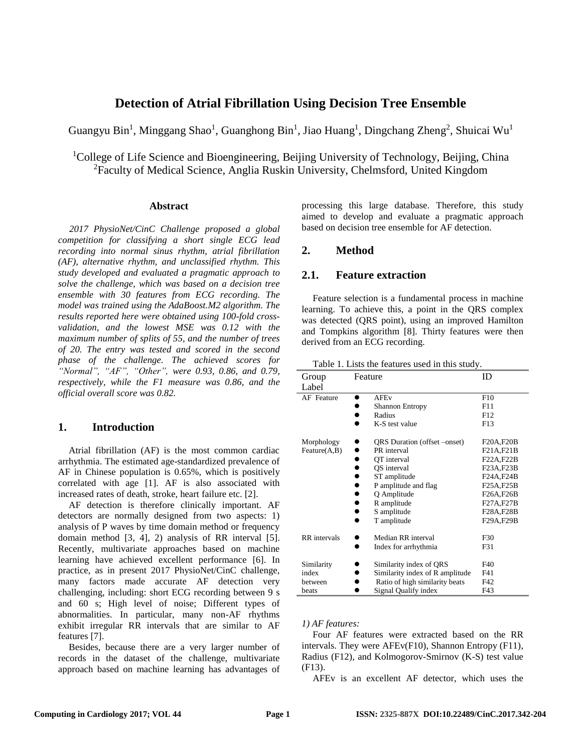// Detection of Atrial Fibrillation Using Decision Tree Ensemble

Guangyu Bin[1], Minggang Shao[1], Guanghong Bin[1], Jiao Huang[1], Dingchang Zheng[2], Shuicai Wu[1]

[1]College of Life Science and Bioengineering, Beijing University of Technology, Beijing, China
[2]Faculty of Medical Science, Anglia Ruskin University, Chelmsford, United Kingdom

## Abstract

*2017 PhysioNet/CinC Challenge proposed a global competition for classifying a short single ECG lead recording into normal sinus rhythm, atrial fibrillation (AF), alternative rhythm, and unclassified rhythm. This study developed and evaluated a pragmatic approach to solve the challenge, which was based on a decision tree ensemble with 30 features from ECG recording. The model was trained using the AdaBoost.M2 algorithm. The results reported here were obtained using 100-fold cross-validation, and the lowest MSE was 0.12 with the maximum number of splits of 55, and the number of trees of 20. The entry was tested and scored in the second phase of the challenge. The achieved scores for "Normal", "AF", "Other", were 0.93, 0.86, and 0.79, respectively, while the F1 measure was 0.86, and the official overall score was 0.82.*

## 1. Introduction

Atrial fibrillation (AF) is the most common cardiac arrhythmia. The estimated age-standardized prevalence of AF in Chinese population is 0.65%, which is positively correlated with age [1]. AF is also associated with increased rates of death, stroke, heart failure etc. [2].

AF detection is therefore clinically important. AF detectors are normally designed from two aspects: 1) analysis of P waves by time domain method or frequency domain method [3, 4], 2) analysis of RR interval [5]. Recently, multivariate approaches based on machine learning have achieved excellent performance [6]. In practice, as in present 2017 PhysioNet/CinC challenge, many factors made accurate AF detection very challenging, including: short ECG recording between 9 s and 60 s; High level of noise; Different types of abnormalities. In particular, many non-AF rhythms exhibit irregular RR intervals that are similar to AF features [7].

Besides, because there are a very larger number of records in the dataset of the challenge, multivariate approach based on machine learning has advantages of processing this large database. Therefore, this study aimed to develop and evaluate a pragmatic approach based on decision tree ensemble for AF detection.

## 2. Method

### 2.1. Feature extraction

Feature selection is a fundamental process in machine learning. To achieve this, a point in the QRS complex was detected (QRS point), using an improved Hamilton and Tompkins algorithm [8]. Thirty features were then derived from an ECG recording.

Table 1. Lists the features used in this study.

| Group Label | Feature | ID |
|---|---|---|
| AF Feature | AFEv | F10 |
| | Shannon Entropy | F11 |
| | Radius | F12 |
| | K-S test value | F13 |
| Morphology Feature(A,B) | QRS Duration (offset –onset) | F20A,F20B |
| | PR interval | F21A,F21B |
| | QT interval | F22A,F22B |
| | QS interval | F23A,F23B |
| | ST amplitude | F24A,F24B |
| | P amplitude and flag | F25A,F25B |
| | Q Amplitude | F26A,F26B |
| | R amplitude | F27A,F27B |
| | S amplitude | F28A,F28B |
| | T amplitude | F29A,F29B |
| RR intervals | Median RR interval | F30 |
| | Index for arrhythmia | F31 |
| Similarity index between beats | Similarity index of QRS | F40 |
| | Similarity index of R amplitude | F41 |
| | Ratio of high similarity beats | F42 |
| | Signal Qualify index | F43 |

*1) AF features:*

Four AF features were extracted based on the RR intervals. They were AFEv(F10), Shannon Entropy (F11), Radius (F12), and Kolmogorov-Smirnov (K-S) test value (F13).

AFEv is an excellent AF detector, which uses the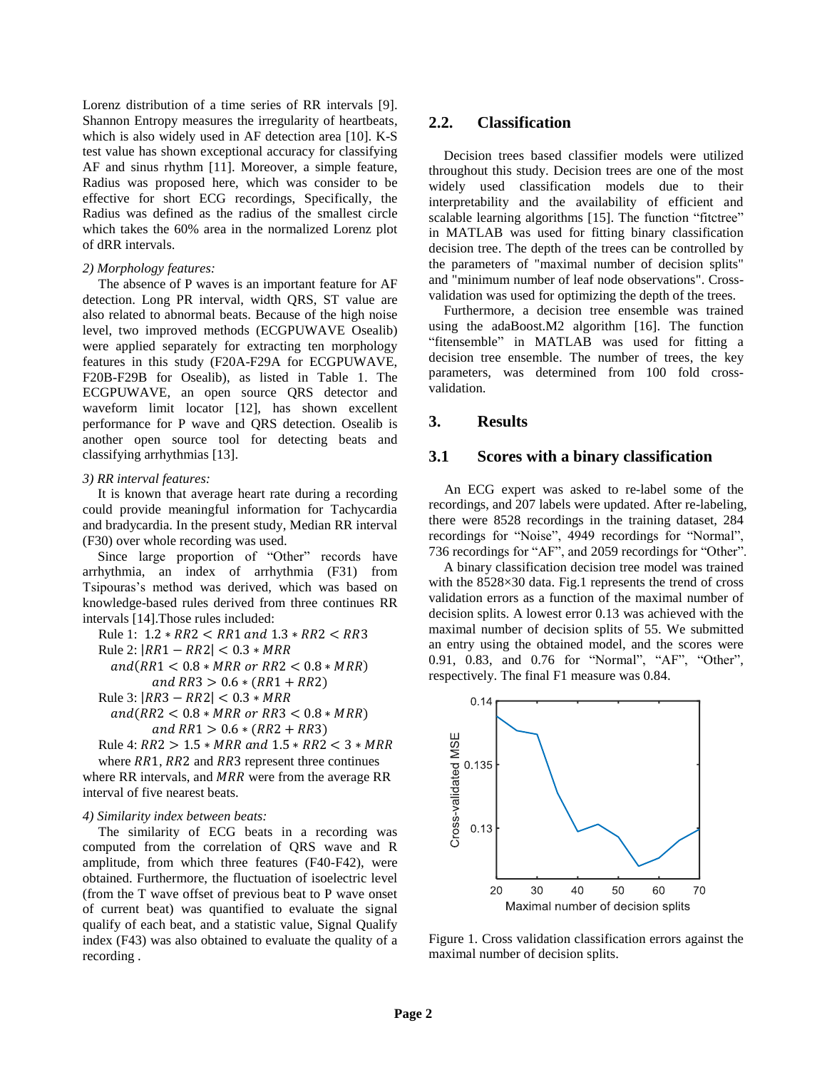Lorenz distribution of a time series of RR intervals [9]. Shannon Entropy measures the irregularity of heartbeats, which is also widely used in AF detection area [10]. K-S test value has shown exceptional accuracy for classifying AF and sinus rhythm [11]. Moreover, a simple feature, Radius was proposed here, which was consider to be effective for short ECG recordings, Specifically, the Radius was defined as the radius of the smallest circle which takes the 60% area in the normalized Lorenz plot of dRR intervals.

*2) Morphology features:*

The absence of P waves is an important feature for AF detection. Long PR interval, width QRS, ST value are also related to abnormal beats. Because of the high noise level, two improved methods (ECGPUWAVE Osealib) were applied separately for extracting ten morphology features in this study (F20A-F29A for ECGPUWAVE, F20B-F29B for Osealib), as listed in Table 1. The ECGPUWAVE, an open source QRS detector and waveform limit locator [12], has shown excellent performance for P wave and QRS detection. Osealib is another open source tool for detecting beats and classifying arrhythmias [13].

*3) RR interval features:*

It is known that average heart rate during a recording could provide meaningful information for Tachycardia and bradycardia. In the present study, Median RR interval (F30) over whole recording was used.

Since large proportion of “Other” records have arrhythmia, an index of arrhythmia (F31) from Tsipouras’s method was derived, which was based on knowledge-based rules derived from three continues RR intervals [14].Those rules included:

Rule 1: $1.2 * RR2 < RR1 \; and \; 1.3 * RR2 < RR3$

Rule 2: $|RR1 - RR2| < 0.3 * MRR$
$and (RR1 < 0.8 * MRR \; or \; RR2 < 0.8 * MRR)$
$and \; RR3 > 0.6 * (RR1 + RR2)$

Rule 3: $|RR3 - RR2| < 0.3 * MRR$
$and (RR2 < 0.8 * MRR \; or \; RR3 < 0.8 * MRR)$
$and \; RR1 > 0.6 * (RR2 + RR3)$

Rule 4: $RR2 > 1.5 * MRR \; and \; 1.5 * RR2 < 3 * MRR$

where $RR1$, $RR2$ and $RR3$ represent three continues where RR intervals, and $MRR$ were from the average RR interval of five nearest beats.

*4) Similarity index between beats:*

The similarity of ECG beats in a recording was computed from the correlation of QRS wave and R amplitude, from which three features (F40-F42), were obtained. Furthermore, the fluctuation of isoelectric level (from the T wave offset of previous beat to P wave onset of current beat) was quantified to evaluate the signal qualify of each beat, and a statistic value, Signal Qualify index (F43) was also obtained to evaluate the quality of a recording .

## 2.2. Classification

Decision trees based classifier models were utilized throughout this study. Decision trees are one of the most widely used classification models due to their interpretability and the availability of efficient and scalable learning algorithms [15]. The function “fitctree” in MATLAB was used for fitting binary classification decision tree. The depth of the trees can be controlled by the parameters of "maximal number of decision splits" and "minimum number of leaf node observations". Cross-validation was used for optimizing the depth of the trees.

Furthermore, a decision tree ensemble was trained using the adaBoost.M2 algorithm [16]. The function “fitensemble” in MATLAB was used for fitting a decision tree ensemble. The number of trees, the key parameters, was determined from 100 fold cross-validation.

# 3. Results

## 3.1 Scores with a binary classification

An ECG expert was asked to re-label some of the recordings, and 207 labels were updated. After re-labeling, there were 8528 recordings in the training dataset, 284 recordings for “Noise”, 4949 recordings for “Normal”, 736 recordings for “AF”, and 2059 recordings for “Other”.

A binary classification decision tree model was trained with the 8528×30 data. Fig.1 represents the trend of cross validation errors as a function of the maximal number of decision splits. A lowest error 0.13 was achieved with the maximal number of decision splits of 55. We submitted an entry using the obtained model, and the scores were 0.91, 0.83, and 0.76 for “Normal”, “AF”, “Other”, respectively. The final F1 measure was 0.84.

Figure 1. Cross validation classification errors against the maximal number of decision splits.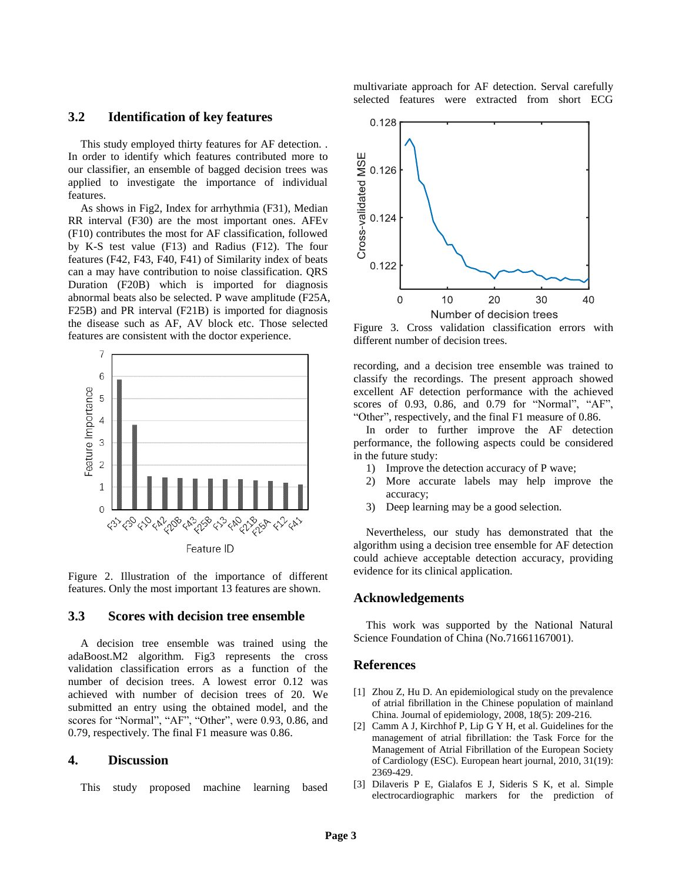### 3.2 Identification of key features

This study employed thirty features for AF detection. . In order to identify which features contributed more to our classifier, an ensemble of bagged decision trees was applied to investigate the importance of individual features.

As shows in Fig2, Index for arrhythmia (F31), Median RR interval (F30) are the most important ones. AFEv (F10) contributes the most for AF classification, followed by K-S test value (F13) and Radius (F12). The four features (F42, F43, F40, F41) of Similarity index of beats can a may have contribution to noise classification. QRS Duration (F20B) which is imported for diagnosis abnormal beats also be selected. P wave amplitude (F25A, F25B) and PR interval (F21B) is imported for diagnosis the disease such as AF, AV block etc. Those selected features are consistent with the doctor experience.

Figure 2. Illustration of the importance of different features. Only the most important 13 features are shown.

### 3.3 Scores with decision tree ensemble

A decision tree ensemble was trained using the adaBoost.M2 algorithm. Fig3 represents the cross validation classification errors as a function of the number of decision trees. A lowest error 0.12 was achieved with number of decision trees of 20. We submitted an entry using the obtained model, and the scores for "Normal", "AF", "Other", were 0.93, 0.86, and 0.79, respectively. The final F1 measure was 0.86.

## 4. Discussion

This study proposed machine learning based multivariate approach for AF detection. Serval carefully selected features were extracted from short ECG recording, and a decision tree ensemble was trained to classify the recordings. The present approach showed excellent AF detection performance with the achieved scores of 0.93, 0.86, and 0.79 for "Normal", "AF", "Other", respectively, and the final F1 measure of 0.86.

Figure 3. Cross validation classification errors with different number of decision trees.

In order to further improve the AF detection performance, the following aspects could be considered in the future study:

1) Improve the detection accuracy of P wave;
2) More accurate labels may help improve the accuracy;
3) Deep learning may be a good selection.

Nevertheless, our study has demonstrated that the algorithm using a decision tree ensemble for AF detection could achieve acceptable detection accuracy, providing evidence for its clinical application.

## Acknowledgements

This work was supported by the National Natural Science Foundation of China (No.71661167001).

## References

[1] Zhou Z, Hu D. An epidemiological study on the prevalence of atrial fibrillation in the Chinese population of mainland China. Journal of epidemiology, 2008, 18(5): 209-216.

[2] Camm A J, Kirchhof P, Lip G Y H, et al. Guidelines for the management of atrial fibrillation: the Task Force for the Management of Atrial Fibrillation of the European Society of Cardiology (ESC). European heart journal, 2010, 31(19): 2369-429.

[3] Dilaveris P E, Gialafos E J, Sideris S K, et al. Simple electrocardiographic markers for the prediction of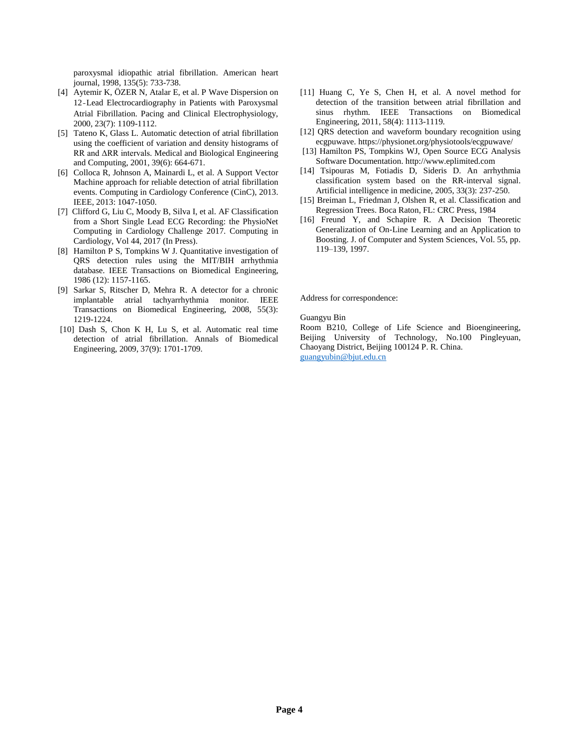paroxysmal idiopathic atrial fibrillation. American heart journal, 1998, 135(5): 733-738.

[4] Aytemir K, ÖZER N, Atalar E, et al. P Wave Dispersion on 12-Lead Electrocardiography in Patients with Paroxysmal Atrial Fibrillation. Pacing and Clinical Electrophysiology, 2000, 23(7): 1109-1112.

[5] Tateno K, Glass L. Automatic detection of atrial fibrillation using the coefficient of variation and density histograms of RR and ΔRR intervals. Medical and Biological Engineering and Computing, 2001, 39(6): 664-671.

[6] Colloca R, Johnson A, Mainardi L, et al. A Support Vector Machine approach for reliable detection of atrial fibrillation events. Computing in Cardiology Conference (CinC), 2013. IEEE, 2013: 1047-1050.

[7] Clifford G, Liu C, Moody B, Silva I, et al. AF Classification from a Short Single Lead ECG Recording: the PhysioNet Computing in Cardiology Challenge 2017. Computing in Cardiology, Vol 44, 2017 (In Press).

[8] Hamilton P S, Tompkins W J. Quantitative investigation of QRS detection rules using the MIT/BIH arrhythmia database. IEEE Transactions on Biomedical Engineering, 1986 (12): 1157-1165.

[9] Sarkar S, Ritscher D, Mehra R. A detector for a chronic implantable atrial tachyarrhythmia monitor. IEEE Transactions on Biomedical Engineering, 2008, 55(3): 1219-1224.

[10] Dash S, Chon K H, Lu S, et al. Automatic real time detection of atrial fibrillation. Annals of Biomedical Engineering, 2009, 37(9): 1701-1709.

[11] Huang C, Ye S, Chen H, et al. A novel method for detection of the transition between atrial fibrillation and sinus rhythm. IEEE Transactions on Biomedical Engineering, 2011, 58(4): 1113-1119.

[12] QRS detection and waveform boundary recognition using ecgpuwave. https://physionet.org/physiotools/ecgpuwave/

[13] Hamilton PS, Tompkins WJ, Open Source ECG Analysis Software Documentation. http://www.eplimited.com

[14] Tsipouras M, Fotiadis D, Sideris D. An arrhythmia classification system based on the RR-interval signal. Artificial intelligence in medicine, 2005, 33(3): 237-250.

[15] Breiman L, Friedman J, Olshen R, et al. Classification and Regression Trees. Boca Raton, FL: CRC Press, 1984

[16] Freund Y, and Schapire R. A Decision Theoretic Generalization of On-Line Learning and an Application to Boosting. J. of Computer and System Sciences, Vol. 55, pp. 119–139, 1997.

Address for correspondence:

Guangyu Bin
Room B210, College of Life Science and Bioengineering, Beijing University of Technology, No.100 Pingleyuan, Chaoyang District, Beijing 100124 P. R. China.
guangyubin@bjut.edu.cn